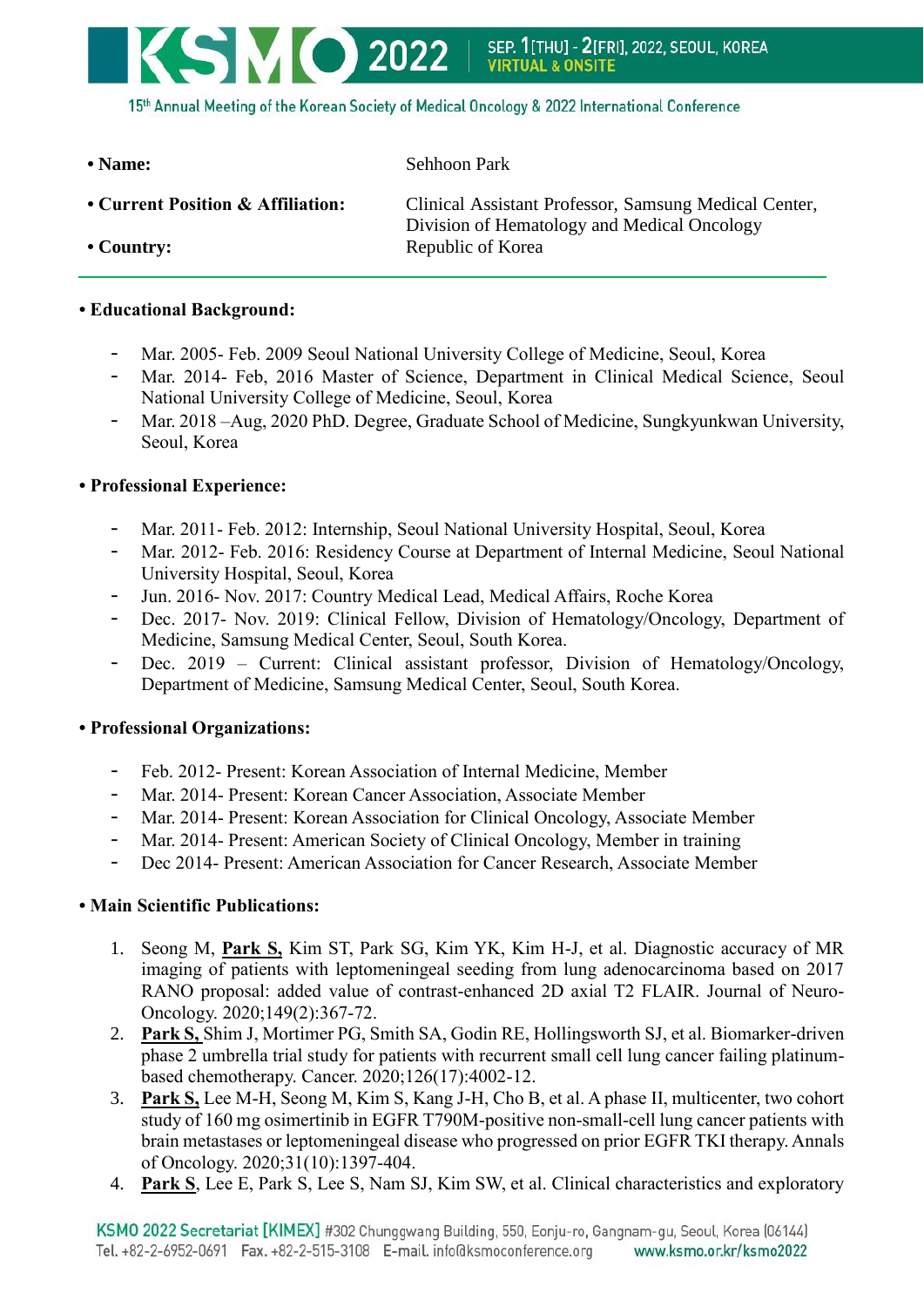- **Name:** Sehhoon Park
- **Current Position & Affiliation:** Clinical Assistant Professor, Samsung Medical Center, Division of Hematology and Medical Oncology
- **Country:** Republic of Korea

---

**• Educational Background:**

- Mar. 2005- Feb. 2009 Seoul National University College of Medicine, Seoul, Korea
- Mar. 2014- Feb, 2016 Master of Science, Department in Clinical Medical Science, Seoul National University College of Medicine, Seoul, Korea
- Mar. 2018 –Aug, 2020 PhD. Degree, Graduate School of Medicine, Sungkyunkwan University, Seoul, Korea

**• Professional Experience:**

- Mar. 2011- Feb. 2012: Internship, Seoul National University Hospital, Seoul, Korea
- Mar. 2012- Feb. 2016: Residency Course at Department of Internal Medicine, Seoul National University Hospital, Seoul, Korea
- Jun. 2016- Nov. 2017: Country Medical Lead, Medical Affairs, Roche Korea
- Dec. 2017- Nov. 2019: Clinical Fellow, Division of Hematology/Oncology, Department of Medicine, Samsung Medical Center, Seoul, South Korea.
- Dec. 2019 – Current: Clinical assistant professor, Division of Hematology/Oncology, Department of Medicine, Samsung Medical Center, Seoul, South Korea.

**• Professional Organizations:**

- Feb. 2012- Present: Korean Association of Internal Medicine, Member
- Mar. 2014- Present: Korean Cancer Association, Associate Member
- Mar. 2014- Present: Korean Association for Clinical Oncology, Associate Member
- Mar. 2014- Present: American Society of Clinical Oncology, Member in training
- Dec 2014- Present: American Association for Cancer Research, Associate Member

**• Main Scientific Publications:**

1. Seong M, **Park S,** Kim ST, Park SG, Kim YK, Kim H-J, et al. Diagnostic accuracy of MR imaging of patients with leptomeningeal seeding from lung adenocarcinoma based on 2017 RANO proposal: added value of contrast-enhanced 2D axial T2 FLAIR. Journal of Neuro-Oncology. 2020;149(2):367-72.
2. **Park S,** Shim J, Mortimer PG, Smith SA, Godin RE, Hollingsworth SJ, et al. Biomarker-driven phase 2 umbrella trial study for patients with recurrent small cell lung cancer failing platinum-based chemotherapy. Cancer. 2020;126(17):4002-12.
3. **Park S,** Lee M-H, Seong M, Kim S, Kang J-H, Cho B, et al. A phase II, multicenter, two cohort study of 160 mg osimertinib in EGFR T790M-positive non-small-cell lung cancer patients with brain metastases or leptomeningeal disease who progressed on prior EGFR TKI therapy. Annals of Oncology. 2020;31(10):1397-404.
4. **Park S**, Lee E, Park S, Lee S, Nam SJ, Kim SW, et al. Clinical characteristics and exploratory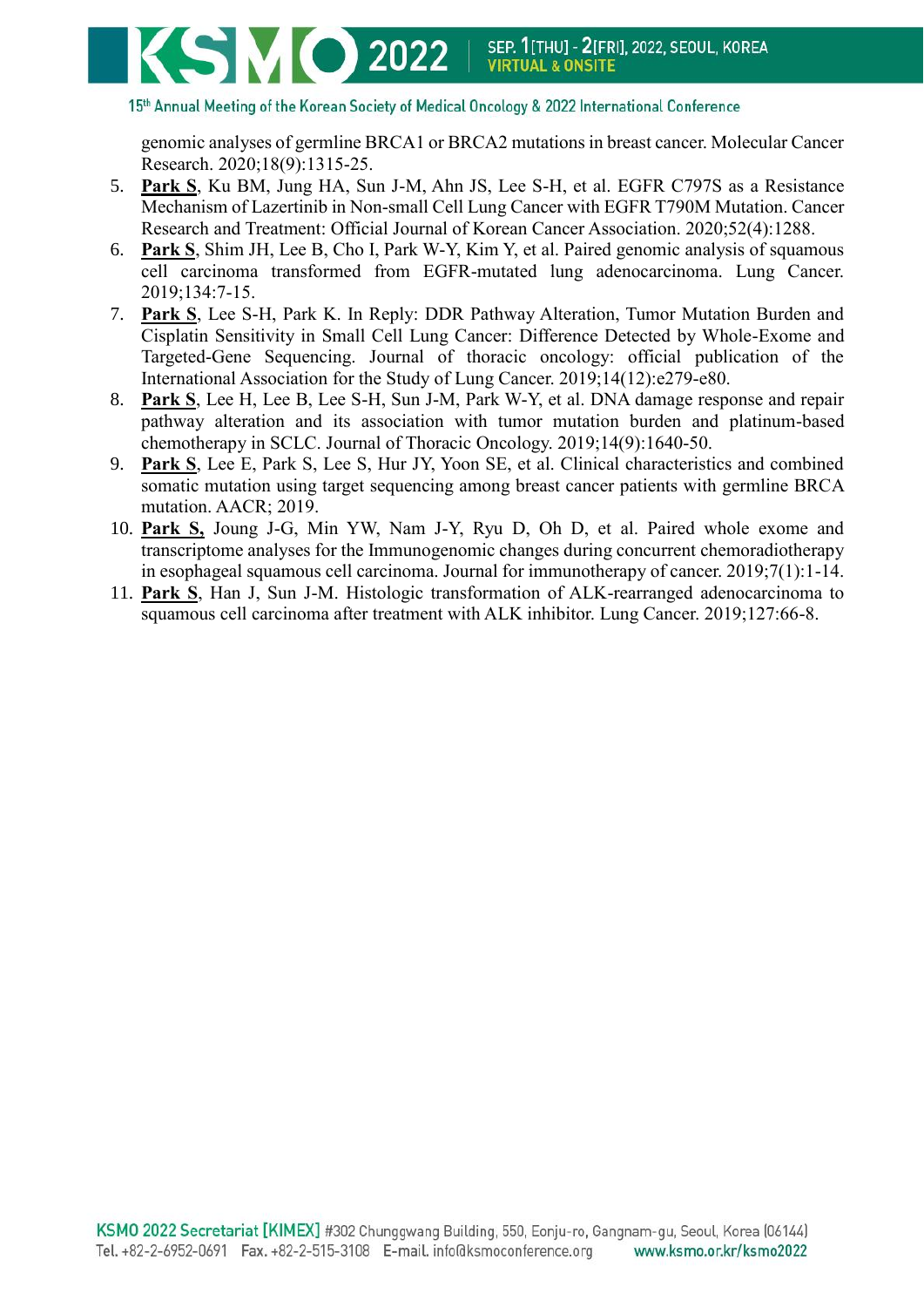genomic analyses of germline BRCA1 or BRCA2 mutations in breast cancer. Molecular Cancer Research. 2020;18(9):1315-25.

5. **Park S**, Ku BM, Jung HA, Sun J-M, Ahn JS, Lee S-H, et al. EGFR C797S as a Resistance Mechanism of Lazertinib in Non-small Cell Lung Cancer with EGFR T790M Mutation. Cancer Research and Treatment: Official Journal of Korean Cancer Association. 2020;52(4):1288.
6. **Park S**, Shim JH, Lee B, Cho I, Park W-Y, Kim Y, et al. Paired genomic analysis of squamous cell carcinoma transformed from EGFR-mutated lung adenocarcinoma. Lung Cancer. 2019;134:7-15.
7. **Park S**, Lee S-H, Park K. In Reply: DDR Pathway Alteration, Tumor Mutation Burden and Cisplatin Sensitivity in Small Cell Lung Cancer: Difference Detected by Whole-Exome and Targeted-Gene Sequencing. Journal of thoracic oncology: official publication of the International Association for the Study of Lung Cancer. 2019;14(12):e279-e80.
8. **Park S**, Lee H, Lee B, Lee S-H, Sun J-M, Park W-Y, et al. DNA damage response and repair pathway alteration and its association with tumor mutation burden and platinum-based chemotherapy in SCLC. Journal of Thoracic Oncology. 2019;14(9):1640-50.
9. **Park S**, Lee E, Park S, Lee S, Hur JY, Yoon SE, et al. Clinical characteristics and combined somatic mutation using target sequencing among breast cancer patients with germline BRCA mutation. AACR; 2019.
10. **Park S,** Joung J-G, Min YW, Nam J-Y, Ryu D, Oh D, et al. Paired whole exome and transcriptome analyses for the Immunogenomic changes during concurrent chemoradiotherapy in esophageal squamous cell carcinoma. Journal for immunotherapy of cancer. 2019;7(1):1-14.
11. **Park S**, Han J, Sun J-M. Histologic transformation of ALK-rearranged adenocarcinoma to squamous cell carcinoma after treatment with ALK inhibitor. Lung Cancer. 2019;127:66-8.